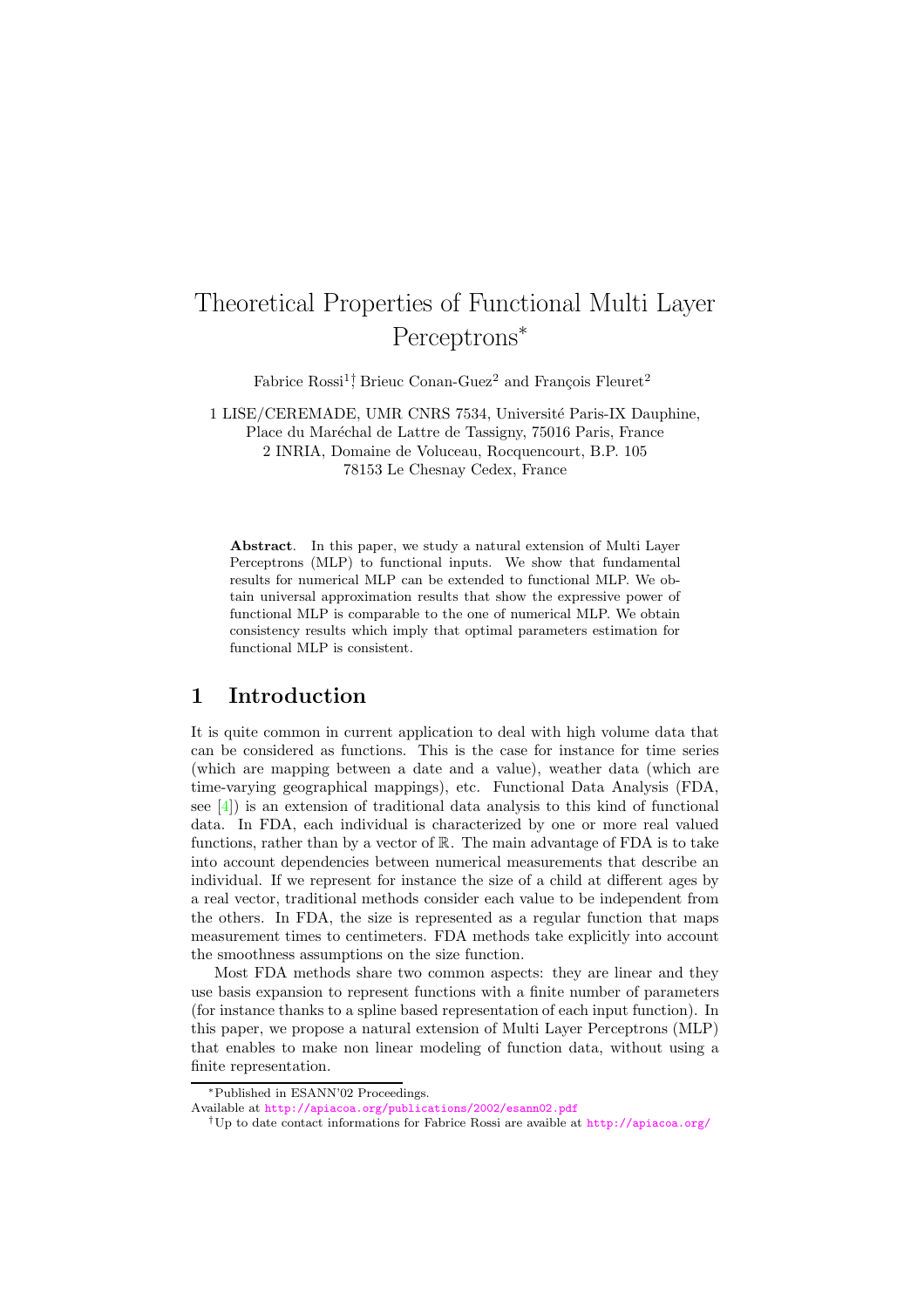# Theoretical Properties of Functional Multi Layer Perceptrons*

Fabrice Rossi[1]†, Brieuc Conan-Guez[2] and François Fleuret[2]

1 LISE/CEREMADE, UMR CNRS 7534, Université Paris-IX Dauphine, Place du Maréchal de Lattre de Tassigny, 75016 Paris, France
2 INRIA, Domaine de Voluceau, Rocquencourt, B.P. 105 78153 Le Chesnay Cedex, France

**Abstract**. In this paper, we study a natural extension of Multi Layer Perceptrons (MLP) to functional inputs. We show that fundamental results for numerical MLP can be extended to functional MLP. We obtain universal approximation results that show the expressive power of functional MLP is comparable to the one of numerical MLP. We obtain consistency results which imply that optimal parameters estimation for functional MLP is consistent.

## 1 Introduction

It is quite common in current application to deal with high volume data that can be considered as functions. This is the case for instance for time series (which are mapping between a date and a value), weather data (which are time-varying geographical mappings), etc. Functional Data Analysis (FDA, see [4]) is an extension of traditional data analysis to this kind of functional data. In FDA, each individual is characterized by one or more real valued functions, rather than by a vector of $\mathbb{R}$. The main advantage of FDA is to take into account dependencies between numerical measurements that describe an individual. If we represent for instance the size of a child at different ages by a real vector, traditional methods consider each value to be independent from the others. In FDA, the size is represented as a regular function that maps measurement times to centimeters. FDA methods take explicitly into account the smoothness assumptions on the size function.

Most FDA methods share two common aspects: they are linear and they use basis expansion to represent functions with a finite number of parameters (for instance thanks to a spline based representation of each input function). In this paper, we propose a natural extension of Multi Layer Perceptrons (MLP) that enables to make non linear modeling of function data, without using a finite representation.

*Published in ESANN'02 Proceedings.
Available at http://apiacoa.org/publications/2002/esann02.pdf

†Up to date contact informations for Fabrice Rossi are avaible at http://apiacoa.org/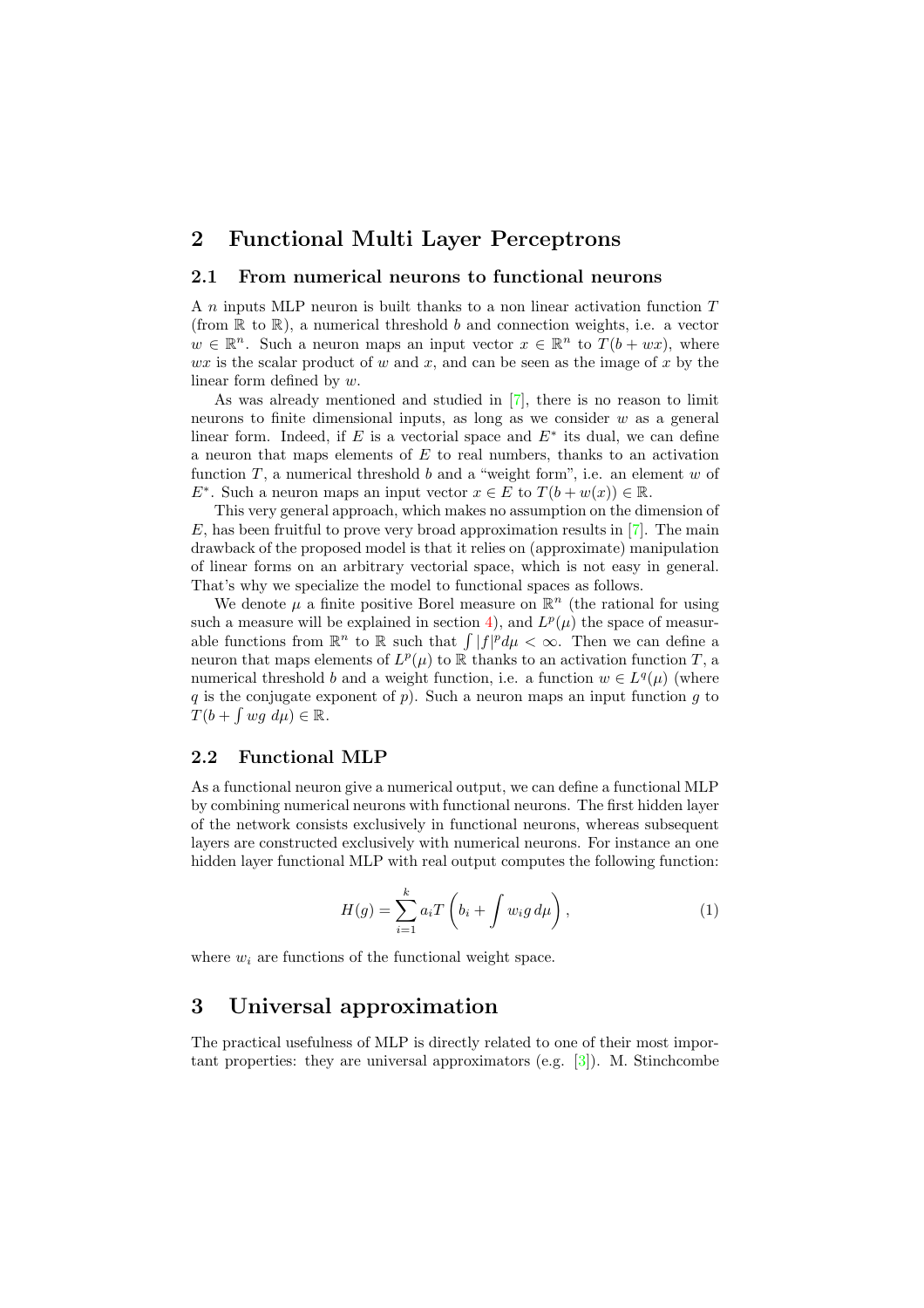## 2 Functional Multi Layer Perceptrons

### 2.1 From numerical neurons to functional neurons

A $n$ inputs MLP neuron is built thanks to a non linear activation function $T$ (from $\mathbb{R}$ to $\mathbb{R}$), a numerical threshold $b$ and connection weights, i.e. a vector $w \in \mathbb{R}^n$. Such a neuron maps an input vector $x \in \mathbb{R}^n$ to $T(b + wx)$, where $wx$ is the scalar product of $w$ and $x$, and can be seen as the image of $x$ by the linear form defined by $w$.

As was already mentioned and studied in [7], there is no reason to limit neurons to finite dimensional inputs, as long as we consider $w$ as a general linear form. Indeed, if $E$ is a vectorial space and $E^*$ its dual, we can define a neuron that maps elements of $E$ to real numbers, thanks to an activation function $T$, a numerical threshold $b$ and a "weight form", i.e. an element $w$ of $E^*$. Such a neuron maps an input vector $x \in E$ to $T(b + w(x)) \in \mathbb{R}$.

This very general approach, which makes no assumption on the dimension of $E$, has been fruitful to prove very broad approximation results in [7]. The main drawback of the proposed model is that it relies on (approximate) manipulation of linear forms on an arbitrary vectorial space, which is not easy in general. That's why we specialize the model to functional spaces as follows.

We denote $\mu$ a finite positive Borel measure on $\mathbb{R}^n$ (the rational for using such a measure will be explained in section 4), and $L^p(\mu)$ the space of measurable functions from $\mathbb{R}^n$ to $\mathbb{R}$ such that $\int |f|^p d\mu < \infty$. Then we can define a neuron that maps elements of $L^p(\mu)$ to $\mathbb{R}$ thanks to an activation function $T$, a numerical threshold $b$ and a weight function, i.e. a function $w \in L^q(\mu)$ (where $q$ is the conjugate exponent of $p$). Such a neuron maps an input function $g$ to $T(b + \int wg \; d\mu) \in \mathbb{R}$.

### 2.2 Functional MLP

As a functional neuron give a numerical output, we can define a functional MLP by combining numerical neurons with functional neurons. The first hidden layer of the network consists exclusively in functional neurons, whereas subsequent layers are constructed exclusively with numerical neurons. For instance an one hidden layer functional MLP with real output computes the following function:

$$H(g) = \sum_{i=1}^{k} a_i T\left(b_i + \int w_i g \, d\mu\right), \tag{1}$$

where $w_i$ are functions of the functional weight space.

## 3 Universal approximation

The practical usefulness of MLP is directly related to one of their most important properties: they are universal approximators (e.g. [3]). M. Stinchcombe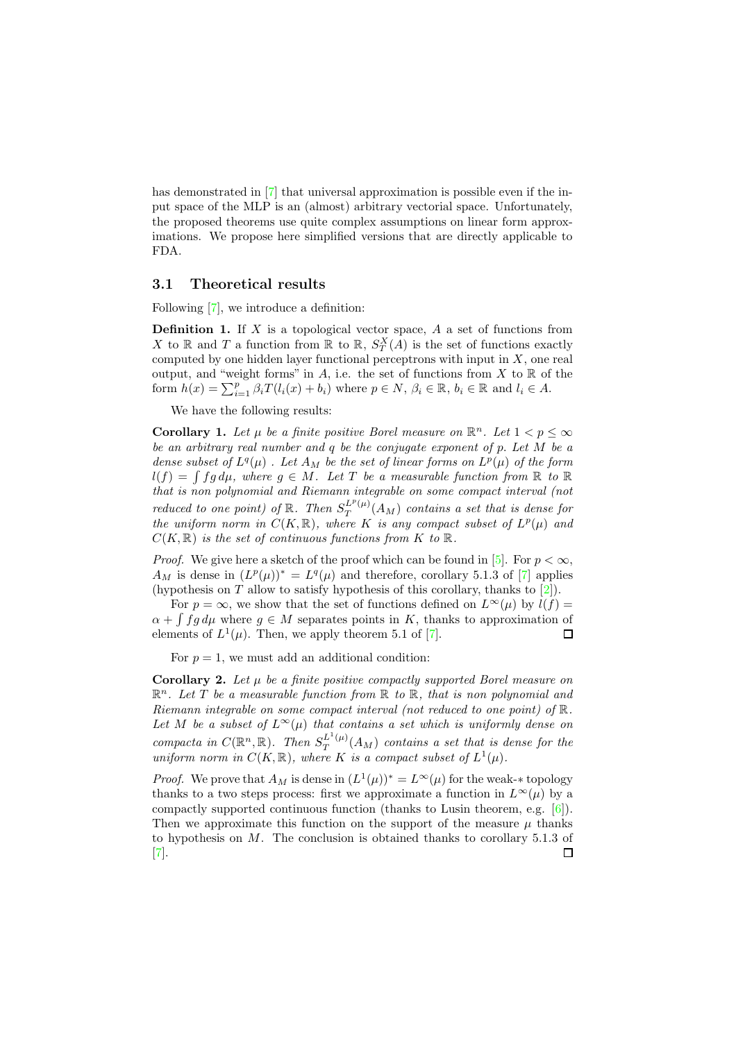has demonstrated in [7] that universal approximation is possible even if the input space of the MLP is an (almost) arbitrary vectorial space. Unfortunately, the proposed theorems use quite complex assumptions on linear form approximations. We propose here simplified versions that are directly applicable to FDA.

### 3.1 Theoretical results

Following [7], we introduce a definition:

**Definition 1.** If $X$ is a topological vector space, $A$ a set of functions from $X$ to $\mathbb{R}$ and $T$ a function from $\mathbb{R}$ to $\mathbb{R}$, $S_T^X(A)$ is the set of functions exactly computed by one hidden layer functional perceptrons with input in $X$, one real output, and "weight forms" in $A$, i.e. the set of functions from $X$ to $\mathbb{R}$ of the form $h(x) = \sum_{i=1}^{p} \beta_i T(l_i(x) + b_i)$ where $p \in N$, $\beta_i \in \mathbb{R}$, $b_i \in \mathbb{R}$ and $l_i \in A$.

We have the following results:

**Corollary 1.** *Let $\mu$ be a finite positive Borel measure on $\mathbb{R}^n$. Let $1 < p \leq \infty$ be an arbitrary real number and $q$ be the conjugate exponent of $p$. Let $M$ be a dense subset of $L^q(\mu)$ . Let $A_M$ be the set of linear forms on $L^p(\mu)$ of the form $l(f) = \int fg \, d\mu$, where $g \in M$. Let $T$ be a measurable function from $\mathbb{R}$ to $\mathbb{R}$ that is non polynomial and Riemann integrable on some compact interval (not reduced to one point) of $\mathbb{R}$. Then $S_T^{L^p(\mu)}(A_M)$ contains a set that is dense for the uniform norm in $C(K, \mathbb{R})$, where $K$ is any compact subset of $L^p(\mu)$ and $C(K, \mathbb{R})$ is the set of continuous functions from $K$ to $\mathbb{R}$.*

*Proof.* We give here a sketch of the proof which can be found in [5]. For $p < \infty$, $A_M$ is dense in $(L^p(\mu))^* = L^q(\mu)$ and therefore, corollary 5.1.3 of [7] applies (hypothesis on $T$ allow to satisfy hypothesis of this corollary, thanks to [2]).

For $p = \infty$, we show that the set of functions defined on $L^\infty(\mu)$ by $l(f) = \alpha + \int fg \, d\mu$ where $g \in M$ separates points in $K$, thanks to approximation of elements of $L^1(\mu)$. Then, we apply theorem 5.1 of [7]. ◻

For $p = 1$, we must add an additional condition:

**Corollary 2.** *Let $\mu$ be a finite positive compactly supported Borel measure on $\mathbb{R}^n$. Let $T$ be a measurable function from $\mathbb{R}$ to $\mathbb{R}$, that is non polynomial and Riemann integrable on some compact interval (not reduced to one point) of $\mathbb{R}$. Let $M$ be a subset of $L^\infty(\mu)$ that contains a set which is uniformly dense on compacta in $C(\mathbb{R}^n, \mathbb{R})$. Then $S_T^{L^1(\mu)}(A_M)$ contains a set that is dense for the uniform norm in $C(K, \mathbb{R})$, where $K$ is a compact subset of $L^1(\mu)$.*

*Proof.* We prove that $A_M$ is dense in $(L^1(\mu))^* = L^\infty(\mu)$ for the weak-$*$ topology thanks to a two steps process: first we approximate a function in $L^\infty(\mu)$ by a compactly supported continuous function (thanks to Lusin theorem, e.g. [6]). Then we approximate this function on the support of the measure $\mu$ thanks to hypothesis on $M$. The conclusion is obtained thanks to corollary 5.1.3 of [7]. ◻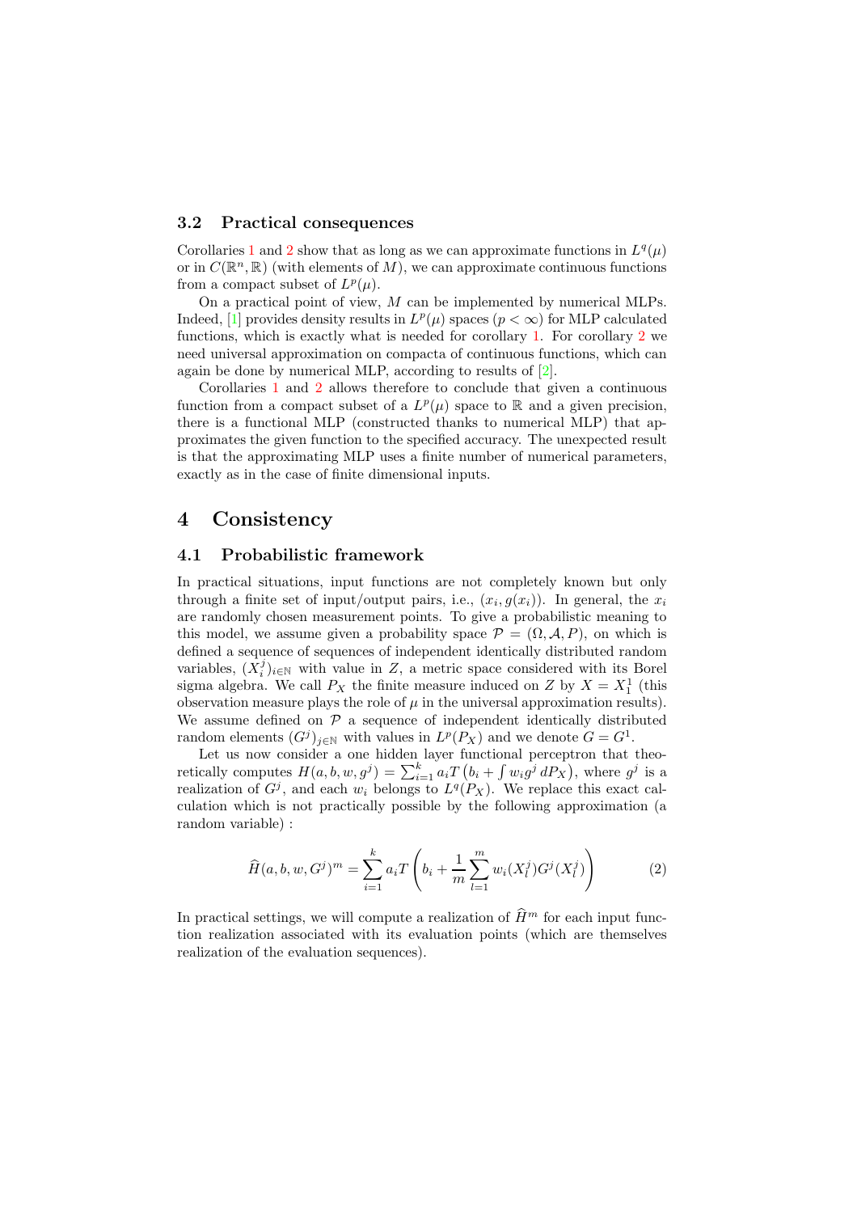### 3.2 Practical consequences

Corollaries 1 and 2 show that as long as we can approximate functions in $L^q(\mu)$ or in $C(\mathbb{R}^n, \mathbb{R})$ (with elements of $M$), we can approximate continuous functions from a compact subset of $L^p(\mu)$.

On a practical point of view, $M$ can be implemented by numerical MLPs. Indeed, [1] provides density results in $L^p(\mu)$ spaces ($p < \infty$) for MLP calculated functions, which is exactly what is needed for corollary 1. For corollary 2 we need universal approximation on compacta of continuous functions, which can again be done by numerical MLP, according to results of [2].

Corollaries 1 and 2 allows therefore to conclude that given a continuous function from a compact subset of a $L^p(\mu)$ space to $\mathbb{R}$ and a given precision, there is a functional MLP (constructed thanks to numerical MLP) that approximates the given function to the specified accuracy. The unexpected result is that the approximating MLP uses a finite number of numerical parameters, exactly as in the case of finite dimensional inputs.

## 4 Consistency

### 4.1 Probabilistic framework

In practical situations, input functions are not completely known but only through a finite set of input/output pairs, i.e., $(x_i, g(x_i))$. In general, the $x_i$ are randomly chosen measurement points. To give a probabilistic meaning to this model, we assume given a probability space $\mathcal{P} = (\Omega, \mathcal{A}, P)$, on which is defined a sequence of sequences of independent identically distributed random variables, $(X_i^j)_{i \in \mathbb{N}}$ with value in $Z$, a metric space considered with its Borel sigma algebra. We call $P_X$ the finite measure induced on $Z$ by $X = X_1^1$ (this observation measure plays the role of $\mu$ in the universal approximation results). We assume defined on $\mathcal{P}$ a sequence of independent identically distributed random elements $(G^j)_{j \in \mathbb{N}}$ with values in $L^p(P_X)$ and we denote $G = G^1$.

Let us now consider a one hidden layer functional perceptron that theoretically computes $H(a, b, w, g^j) = \sum_{i=1}^k a_i T\left(b_i + \int w_i g^j \, dP_X\right)$, where $g^j$ is a realization of $G^j$, and each $w_i$ belongs to $L^q(P_X)$. We replace this exact calculation which is not practically possible by the following approximation (a random variable) :

$$\widehat{H}(a, b, w, G^j)^m = \sum_{i=1}^k a_i T\left(b_i + \frac{1}{m} \sum_{l=1}^m w_i(X_l^j) G^j(X_l^j)\right) \tag{2}$$

In practical settings, we will compute a realization of $\widehat{H}^m$ for each input function realization associated with its evaluation points (which are themselves realization of the evaluation sequences).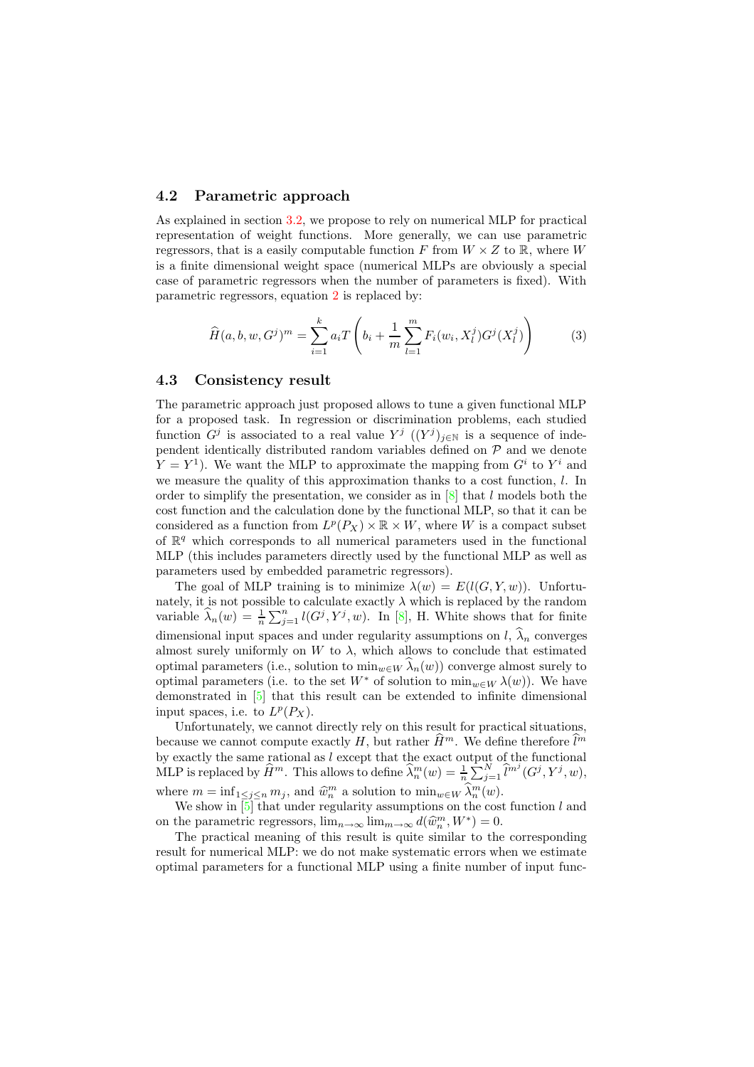## 4.2 Parametric approach

As explained in section 3.2, we propose to rely on numerical MLP for practical representation of weight functions. More generally, we can use parametric regressors, that is a easily computable function $F$ from $W \times Z$ to $\mathbb{R}$, where $W$ is a finite dimensional weight space (numerical MLPs are obviously a special case of parametric regressors when the number of parameters is fixed). With parametric regressors, equation 2 is replaced by:

$$\widehat{H}(a, b, w, G^j)^m = \sum_{i=1}^{k} a_i T \left( b_i + \frac{1}{m} \sum_{l=1}^{m} F_i(w_i, X_l^j) G^j(X_l^j) \right) \tag{3}$$

## 4.3 Consistency result

The parametric approach just proposed allows to tune a given functional MLP for a proposed task. In regression or discrimination problems, each studied function $G^j$ is associated to a real value $Y^j$ ($(Y^j)_{j \in \mathbb{N}}$ is a sequence of independent identically distributed random variables defined on $\mathcal{P}$ and we denote $Y = Y^1$). We want the MLP to approximate the mapping from $G^i$ to $Y^i$ and we measure the quality of this approximation thanks to a cost function, $l$. In order to simplify the presentation, we consider as in [8] that $l$ models both the cost function and the calculation done by the functional MLP, so that it can be considered as a function from $L^p(P_X) \times \mathbb{R} \times W$, where $W$ is a compact subset of $\mathbb{R}^q$ which corresponds to all numerical parameters used in the functional MLP (this includes parameters directly used by the functional MLP as well as parameters used by embedded parametric regressors).

The goal of MLP training is to minimize $\lambda(w) = E(l(G, Y, w))$. Unfortunately, it is not possible to calculate exactly $\lambda$ which is replaced by the random variable $\widehat{\lambda}_n(w) = \frac{1}{n} \sum_{j=1}^{n} l(G^j, Y^j, w)$. In [8], H. White shows that for finite dimensional input spaces and under regularity assumptions on $l$, $\widehat{\lambda}_n$ converges almost surely uniformly on $W$ to $\lambda$, which allows to conclude that estimated optimal parameters (i.e., solution to $\min_{w \in W} \widehat{\lambda}_n(w)$) converge almost surely to optimal parameters (i.e. to the set $W^*$ of solution to $\min_{w \in W} \lambda(w)$). We have demonstrated in [5] that this result can be extended to infinite dimensional input spaces, i.e. to $L^p(P_X)$.

Unfortunately, we cannot directly rely on this result for practical situations, because we cannot compute exactly $H$, but rather $\widehat{H}^m$. We define therefore $\widehat{l}^m$ by exactly the same rational as $l$ except that the exact output of the functional MLP is replaced by $\widehat{H}^m$. This allows to define $\widehat{\lambda}_n^m(w) = \frac{1}{n} \sum_{j=1}^{N} \widehat{l}^{m^j}(G^j, Y^j, w)$, where $m = \inf_{1 \leq j \leq n} m_j$, and $\widehat{w}_n^m$ a solution to $\min_{w \in W} \widehat{\lambda}_n^m(w)$.

We show in [5] that under regularity assumptions on the cost function $l$ and on the parametric regressors, $\lim_{n \to \infty} \lim_{m \to \infty} d(\widehat{w}_n^m, W^*) = 0$.

The practical meaning of this result is quite similar to the corresponding result for numerical MLP: we do not make systematic errors when we estimate optimal parameters for a functional MLP using a finite number of input func-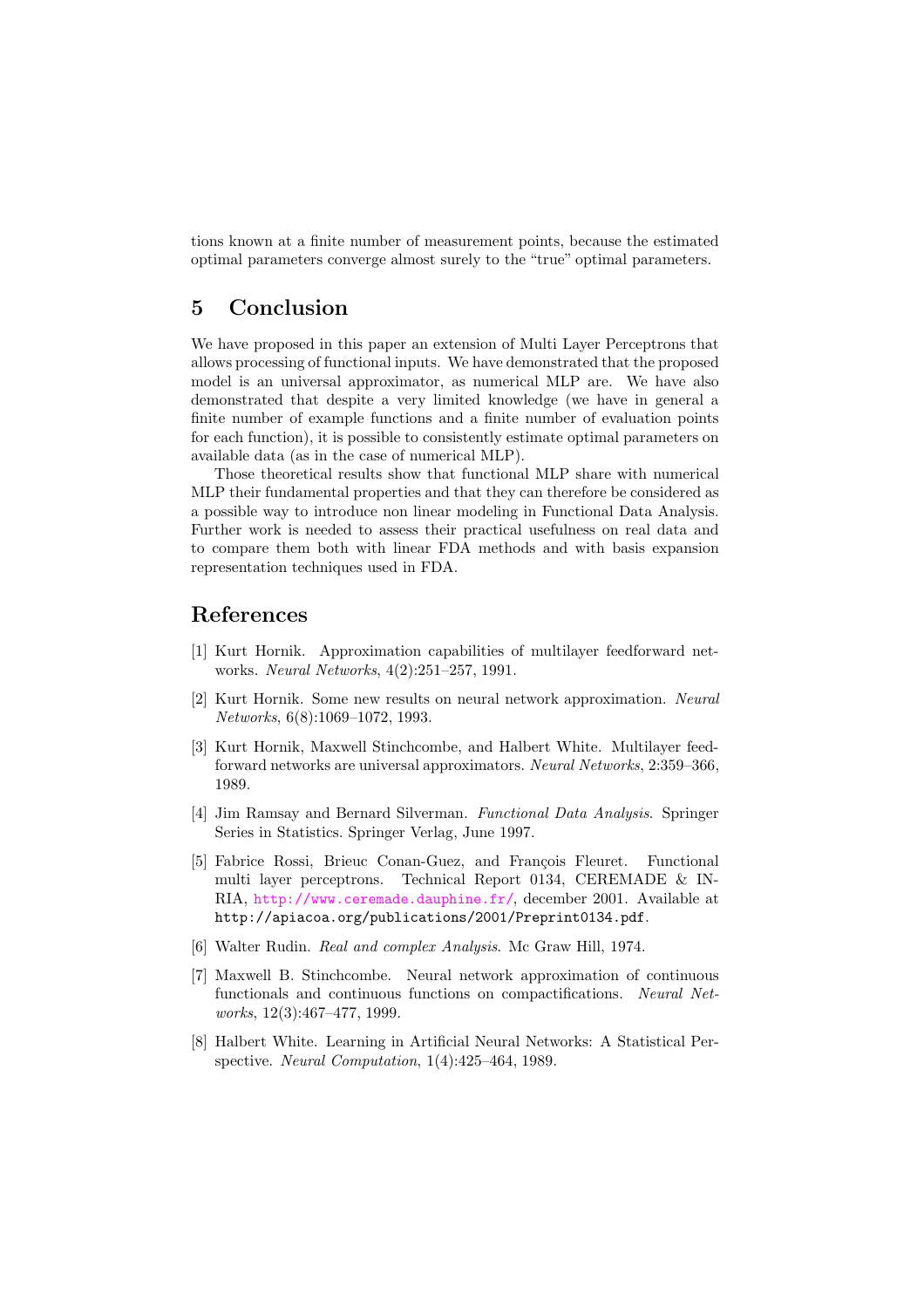tions known at a finite number of measurement points, because the estimated optimal parameters converge almost surely to the "true" optimal parameters.

## 5 Conclusion

We have proposed in this paper an extension of Multi Layer Perceptrons that allows processing of functional inputs. We have demonstrated that the proposed model is an universal approximator, as numerical MLP are. We have also demonstrated that despite a very limited knowledge (we have in general a finite number of example functions and a finite number of evaluation points for each function), it is possible to consistently estimate optimal parameters on available data (as in the case of numerical MLP).

Those theoretical results show that functional MLP share with numerical MLP their fundamental properties and that they can therefore be considered as a possible way to introduce non linear modeling in Functional Data Analysis. Further work is needed to assess their practical usefulness on real data and to compare them both with linear FDA methods and with basis expansion representation techniques used in FDA.

## References

[1] Kurt Hornik. Approximation capabilities of multilayer feedforward networks. *Neural Networks*, 4(2):251–257, 1991.

[2] Kurt Hornik. Some new results on neural network approximation. *Neural Networks*, 6(8):1069–1072, 1993.

[3] Kurt Hornik, Maxwell Stinchcombe, and Halbert White. Multilayer feedforward networks are universal approximators. *Neural Networks*, 2:359–366, 1989.

[4] Jim Ramsay and Bernard Silverman. *Functional Data Analysis*. Springer Series in Statistics. Springer Verlag, June 1997.

[5] Fabrice Rossi, Brieuc Conan-Guez, and François Fleuret. Functional multi layer perceptrons. Technical Report 0134, CEREMADE & INRIA, http://www.ceremade.dauphine.fr/, december 2001. Available at http://apiacoa.org/publications/2001/Preprint0134.pdf.

[6] Walter Rudin. *Real and complex Analysis*. Mc Graw Hill, 1974.

[7] Maxwell B. Stinchcombe. Neural network approximation of continuous functionals and continuous functions on compactifications. *Neural Networks*, 12(3):467–477, 1999.

[8] Halbert White. Learning in Artificial Neural Networks: A Statistical Perspective. *Neural Computation*, 1(4):425–464, 1989.